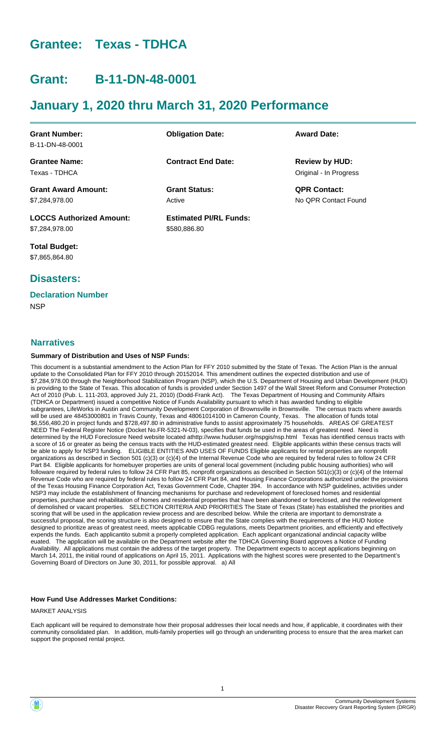# Grantee: Texas - TDHCA

# Grant: B-11-DN-48-0001

# January 1, 2020 thru March 31, 2020 Performance

| **Grant Number:** | **Obligation Date:** | **Award Date:** |
|---|---|---|
| B-11-DN-48-0001 | | |
| **Grantee Name:** | **Contract End Date:** | **Review by HUD:** |
| Texas - TDHCA | | Original - In Progress |
| **Grant Award Amount:** | **Grant Status:** | **QPR Contact:** |
| $7,284,978.00 | Active | No QPR Contact Found |
| **LOCCS Authorized Amount:** | **Estimated PI/RL Funds:** | |
| $7,284,978.00 | $580,886.80 | |

**Total Budget:**
$7,865,864.80

## Disasters:

### Declaration Number

NSP

## Narratives

#### Summary of Distribution and Uses of NSP Funds:

This document is a substantial amendment to the Action Plan for FFY 2010 submitted by the State of Texas. The Action Plan is the annual update to the Consolidated Plan for FFY 2010 through 20152014. This amendment outlines the expected distribution and use of $7,284,978.00 through the Neighborhood Stabilization Program (NSP), which the U.S. Department of Housing and Urban Development (HUD) is providing to the State of Texas. This allocation of funds is provided under Section 1497 of the Wall Street Reform and Consumer Protection Act of 2010 (Pub. L. 111-203, approved July 21, 2010) (Dodd-Frank Act). The Texas Department of Housing and Community Affairs (TDHCA or Department) issued a competitive Notice of Funds Availability pursuant to which it has awarded funding to eligible subgrantees, LifeWorks in Austin and Community Development Corporation of Brownsville in Brownsville. The census tracts where awards will be used are 48453000801 in Travis County, Texas and 48061014100 in Cameron County, Texas. The allocation of funds total $6,556,480.20 in project funds and $728,497.80 in administrative funds to assist approximately 75 households. AREAS OF GREATEST NEED The Federal Register Notice (Docket No.FR-5321-N-03), specifies that funds be used in the areas of greatest need. Need is determined by the HUD Foreclosure Need website located athttp://www.huduser.org/nspgis/nsp.html Texas has identified census tracts with a score of 16 or greater as being the census tracts with the HUD-estimated greatest need. Eligible applicants within these census tracts will be able to apply for NSP3 funding. ELIGIBLE ENTITIES AND USES OF FUNDS Eligible applicants for rental properties are nonprofit organizations as described in Section 501 (c)(3) or (c)(4) of the Internal Revenue Code who are required by federal rules to follow 24 CFR Part 84. Eligible applicants for homebuyer properties are units of general local government (including public housing authorities) who will followare required by federal rules to follow 24 CFR Part 85, nonprofit organizations as described in Section 501(c)(3) or (c)(4) of the Internal Revenue Code who are required by federal rules to follow 24 CFR Part 84, and Housing Finance Corporations authorized under the provisions of the Texas Housing Finance Corporation Act, Texas Government Code, Chapter 394. In accordance with NSP guidelines, activities under NSP3 may include the establishment of financing mechanisms for purchase and redevelopment of foreclosed homes and residential properties, purchase and rehabilitation of homes and residential properties that have been abandoned or foreclosed, and the redevelopment of demolished or vacant properties. SELECTION CRITERIA AND PRIORITIES The State of Texas (State) has established the priorities and scoring that will be used in the application review process and are described below. While the criteria are important to demonstrate a successful proposal, the scoring structure is also designed to ensure that the State complies with the requirements of the HUD Notice designed to prioritize areas of greatest need, meets applicable CDBG regulations, meets Department priorities, and efficiently and effectively expends the funds. Each applicantito submit a properly completed application. Each applicant organizational andincial capacity willbe euated. The application will be available on the Department website after the TDHCA Governing Board approves a Notice of Funding Availability. All applications must contain the address of the target property. The Department expects to accept applications beginning on March 14, 2011, the initial round of applications on April 15, 2011. Applications with the highest scores were presented to the Department's Governing Board of Directors on June 30, 2011, for possible approval. a) All

#### How Fund Use Addresses Market Conditions:

MARKET ANALYSIS

Each applicant will be required to demonstrate how their proposal addresses their local needs and how, if applicable, it coordinates with their community consolidated plan. In addition, multi-family properties will go through an underwriting process to ensure that the area market can support the proposed rental project.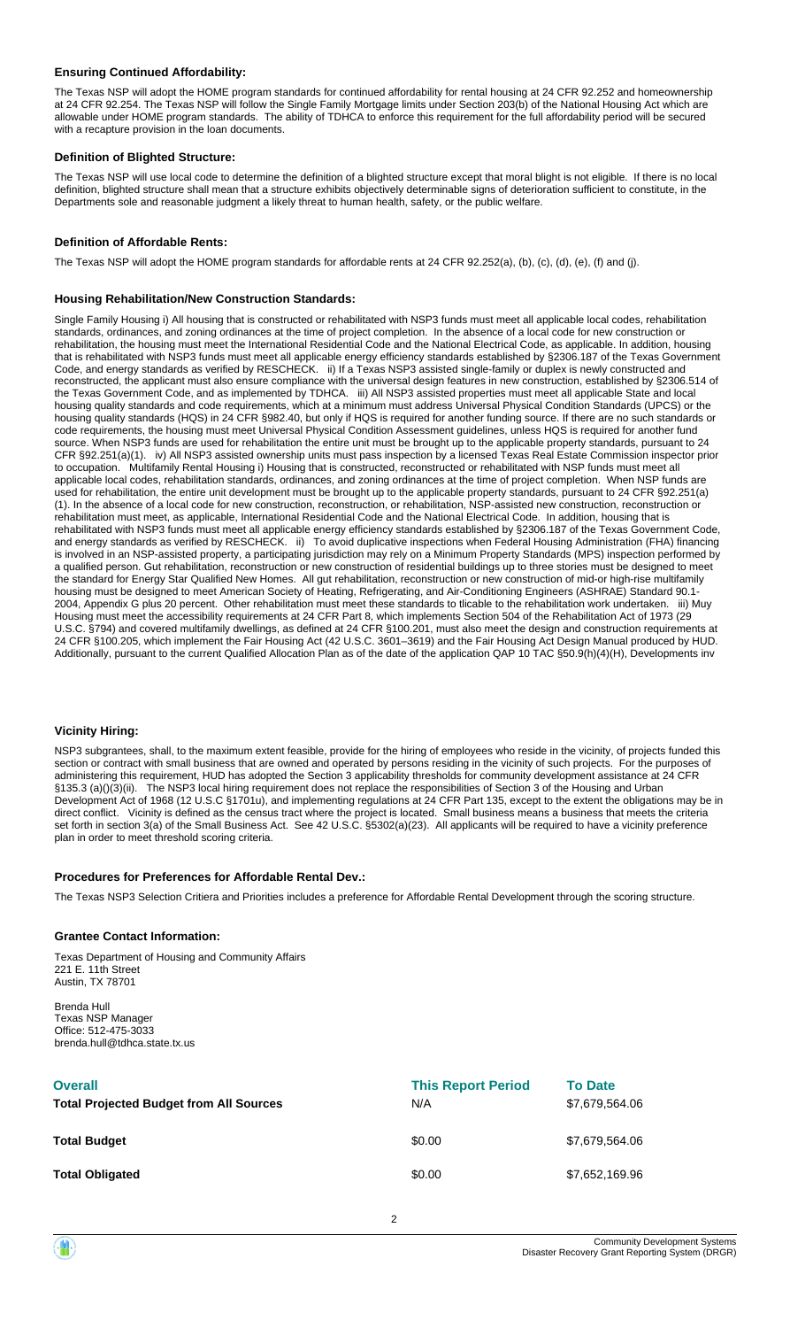### Ensuring Continued Affordability:

The Texas NSP will adopt the HOME program standards for continued affordability for rental housing at 24 CFR 92.252 and homeownership at 24 CFR 92.254. The Texas NSP will follow the Single Family Mortgage limits under Section 203(b) of the National Housing Act which are allowable under HOME program standards. The ability of TDHCA to enforce this requirement for the full affordability period will be secured with a recapture provision in the loan documents.

### Definition of Blighted Structure:

The Texas NSP will use local code to determine the definition of a blighted structure except that moral blight is not eligible. If there is no local definition, blighted structure shall mean that a structure exhibits objectively determinable signs of deterioration sufficient to constitute, in the Departments sole and reasonable judgment a likely threat to human health, safety, or the public welfare.

### Definition of Affordable Rents:

The Texas NSP will adopt the HOME program standards for affordable rents at 24 CFR 92.252(a), (b), (c), (d), (e), (f) and (j).

### Housing Rehabilitation/New Construction Standards:

Single Family Housing i) All housing that is constructed or rehabilitated with NSP3 funds must meet all applicable local codes, rehabilitation standards, ordinances, and zoning ordinances at the time of project completion. In the absence of a local code for new construction or rehabilitation, the housing must meet the International Residential Code and the National Electrical Code, as applicable. In addition, housing that is rehabilitated with NSP3 funds must meet all applicable energy efficiency standards established by §2306.187 of the Texas Government Code, and energy standards as verified by RESCHECK. ii) If a Texas NSP3 assisted single-family or duplex is newly constructed and reconstructed, the applicant must also ensure compliance with the universal design features in new construction, established by §2306.514 of the Texas Government Code, and as implemented by TDHCA. iii) All NSP3 assisted properties must meet all applicable State and local housing quality standards and code requirements, which at a minimum must address Universal Physical Condition Standards (UPCS) or the housing quality standards (HQS) in 24 CFR §982.40, but only if HQS is required for another funding source. If there are no such standards or code requirements, the housing must meet Universal Physical Condition Assessment guidelines, unless HQS is required for another fund source. When NSP3 funds are used for rehabilitation the entire unit must be brought up to the applicable property standards, pursuant to 24 CFR §92.251(a)(1). iv) All NSP3 assisted ownership units must pass inspection by a licensed Texas Real Estate Commission inspector prior to occupation. Multifamily Rental Housing i) Housing that is constructed, reconstructed or rehabilitated with NSP funds must meet all applicable local codes, rehabilitation standards, ordinances, and zoning ordinances at the time of project completion. When NSP funds are used for rehabilitation, the entire unit development must be brought up to the applicable property standards, pursuant to 24 CFR §92.251(a)(1). In the absence of a local code for new construction, reconstruction, or rehabilitation, NSP-assisted new construction, reconstruction or rehabilitation must meet, as applicable, International Residential Code and the National Electrical Code. In addition, housing that is rehabilitated with NSP3 funds must meet all applicable energy efficiency standards established by §2306.187 of the Texas Government Code, and energy standards as verified by RESCHECK. ii) To avoid duplicative inspections when Federal Housing Administration (FHA) financing is involved in an NSP-assisted property, a participating jurisdiction may rely on a Minimum Property Standards (MPS) inspection performed by a qualified person. Gut rehabilitation, reconstruction or new construction of residential buildings up to three stories must be designed to meet the standard for Energy Star Qualified New Homes. All gut rehabilitation, reconstruction or new construction of mid-or high-rise multifamily housing must be designed to meet American Society of Heating, Refrigerating, and Air-Conditioning Engineers (ASHRAE) Standard 90.1-2004, Appendix G plus 20 percent. Other rehabilitation must meet these standards to tlicable to the rehabilitation work undertaken. iii) Muy Housing must meet the accessibility requirements at 24 CFR Part 8, which implements Section 504 of the Rehabilitation Act of 1973 (29 U.S.C. §794) and covered multifamily dwellings, as defined at 24 CFR §100.201, must also meet the design and construction requirements at 24 CFR §100.205, which implement the Fair Housing Act (42 U.S.C. 3601–3619) and the Fair Housing Act Design Manual produced by HUD. Additionally, pursuant to the current Qualified Allocation Plan as of the date of the application QAP 10 TAC §50.9(h)(4)(H), Developments inv

### Vicinity Hiring:

NSP3 subgrantees, shall, to the maximum extent feasible, provide for the hiring of employees who reside in the vicinity, of projects funded this section or contract with small business that are owned and operated by persons residing in the vicinity of such projects. For the purposes of administering this requirement, HUD has adopted the Section 3 applicability thresholds for community development assistance at 24 CFR §135.3 (a)()(3)(ii). The NSP3 local hiring requirement does not replace the responsibilities of Section 3 of the Housing and Urban Development Act of 1968 (12 U.S.C §1701u), and implementing regulations at 24 CFR Part 135, except to the extent the obligations may be in direct conflict. Vicinity is defined as the census tract where the project is located. Small business means a business that meets the criteria set forth in section 3(a) of the Small Business Act. See 42 U.S.C. §5302(a)(23). All applicants will be required to have a vicinity preference plan in order to meet threshold scoring criteria.

### Procedures for Preferences for Affordable Rental Dev.:

The Texas NSP3 Selection Critiera and Priorities includes a preference for Affordable Rental Development through the scoring structure.

### Grantee Contact Information:

Texas Department of Housing and Community Affairs
221 E. 11th Street
Austin, TX 78701

Brenda Hull
Texas NSP Manager
Office: 512-475-3033
brenda.hull@tdhca.state.tx.us

| Overall | This Report Period | To Date |
|---|---|---|
| Total Projected Budget from All Sources | N/A | $7,679,564.06 |
| Total Budget | $0.00 | $7,679,564.06 |
| Total Obligated | $0.00 | $7,652,169.96 |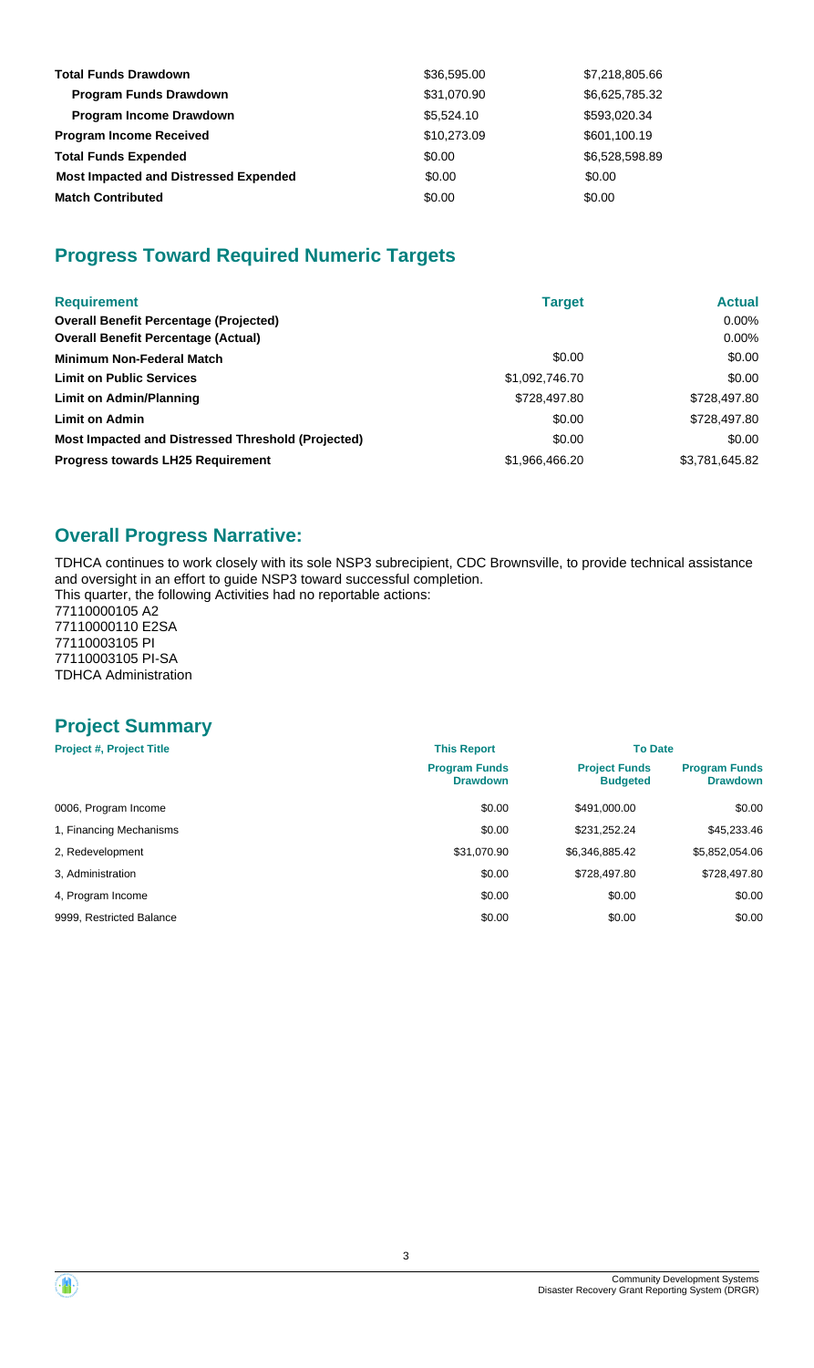| | | |
|---|---|---|
| **Total Funds Drawdown** | $36,595.00 | $7,218,805.66 |
| **Program Funds Drawdown** | $31,070.90 | $6,625,785.32 |
| **Program Income Drawdown** | $5,524.10 | $593,020.34 |
| **Program Income Received** | $10,273.09 | $601,100.19 |
| **Total Funds Expended** | $0.00 | $6,528,598.89 |
| **Most Impacted and Distressed Expended** | $0.00 | $0.00 |
| **Match Contributed** | $0.00 | $0.00 |

## Progress Toward Required Numeric Targets

| Requirement | Target | Actual |
|---|---|---|
| **Overall Benefit Percentage (Projected)** | | 0.00% |
| **Overall Benefit Percentage (Actual)** | | 0.00% |
| **Minimum Non-Federal Match** | $0.00 | $0.00 |
| **Limit on Public Services** | $1,092,746.70 | $0.00 |
| **Limit on Admin/Planning** | $728,497.80 | $728,497.80 |
| **Limit on Admin** | $0.00 | $728,497.80 |
| **Most Impacted and Distressed Threshold (Projected)** | $0.00 | $0.00 |
| **Progress towards LH25 Requirement** | $1,966,466.20 | $3,781,645.82 |

## Overall Progress Narrative:

TDHCA continues to work closely with its sole NSP3 subrecipient, CDC Brownsville, to provide technical assistance and oversight in an effort to guide NSP3 toward successful completion.
This quarter, the following Activities had no reportable actions:
77110000105 A2
77110000110 E2SA
77110003105 PI
77110003105 PI-SA
TDHCA Administration

## Project Summary

| Project #, Project Title | This Report | To Date | |
|---|---|---|---|
| | Program Funds Drawdown | Project Funds Budgeted | Program Funds Drawdown |
| 0006, Program Income | $0.00 | $491,000.00 | $0.00 |
| 1, Financing Mechanisms | $0.00 | $231,252.24 | $45,233.46 |
| 2, Redevelopment | $31,070.90 | $6,346,885.42 | $5,852,054.06 |
| 3, Administration | $0.00 | $728,497.80 | $728,497.80 |
| 4, Program Income | $0.00 | $0.00 | $0.00 |
| 9999, Restricted Balance | $0.00 | $0.00 | $0.00 |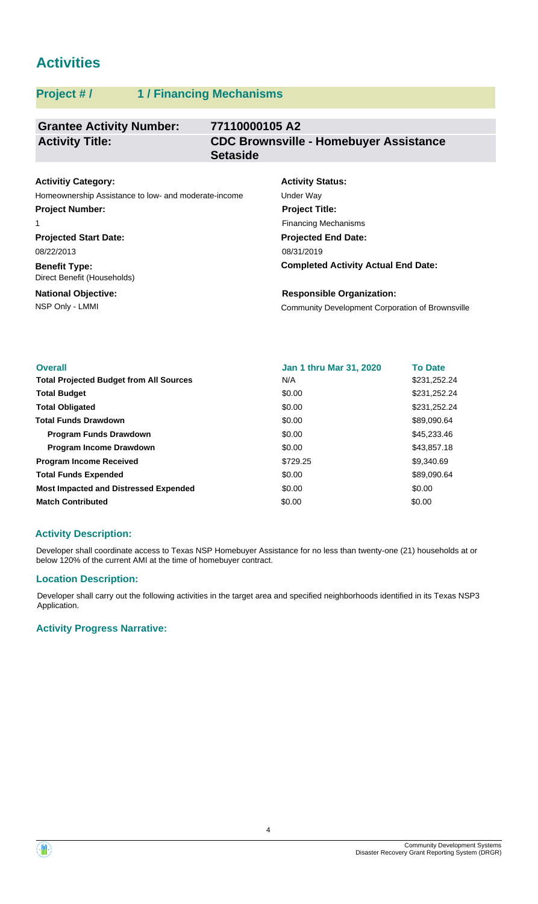# Activities

## Project # / 1 / Financing Mechanisms

| | |
|---|---|
| **Grantee Activity Number:** | **77110000105 A2** |
| **Activity Title:** | **CDC Brownsville - Homebuyer Assistance Setaside** |

**Activitiy Category:**
Homeownership Assistance to low- and moderate-income

**Activity Status:**
Under Way

**Project Number:**
1

**Project Title:**
Financing Mechanisms

**Projected Start Date:**
08/22/2013

**Projected End Date:**
08/31/2019

**Benefit Type:**
Direct Benefit (Households)

**Completed Activity Actual End Date:**

**National Objective:**
NSP Only - LMMI

**Responsible Organization:**
Community Development Corporation of Brownsville

| **Overall** | **Jan 1 thru Mar 31, 2020** | **To Date** |
|---|---|---|
| **Total Projected Budget from All Sources** | N/A | $231,252.24 |
| **Total Budget** | $0.00 | $231,252.24 |
| **Total Obligated** | $0.00 | $231,252.24 |
| **Total Funds Drawdown** | $0.00 | $89,090.64 |
| **Program Funds Drawdown** | $0.00 | $45,233.46 |
| **Program Income Drawdown** | $0.00 | $43,857.18 |
| **Program Income Received** | $729.25 | $9,340.69 |
| **Total Funds Expended** | $0.00 | $89,090.64 |
| **Most Impacted and Distressed Expended** | $0.00 | $0.00 |
| **Match Contributed** | $0.00 | $0.00 |

### Activity Description:

Developer shall coordinate access to Texas NSP Homebuyer Assistance for no less than twenty-one (21) households at or below 120% of the current AMI at the time of homebuyer contract.

### Location Description:

Developer shall carry out the following activities in the target area and specified neighborhoods identified in its Texas NSP3 Application.

### Activity Progress Narrative: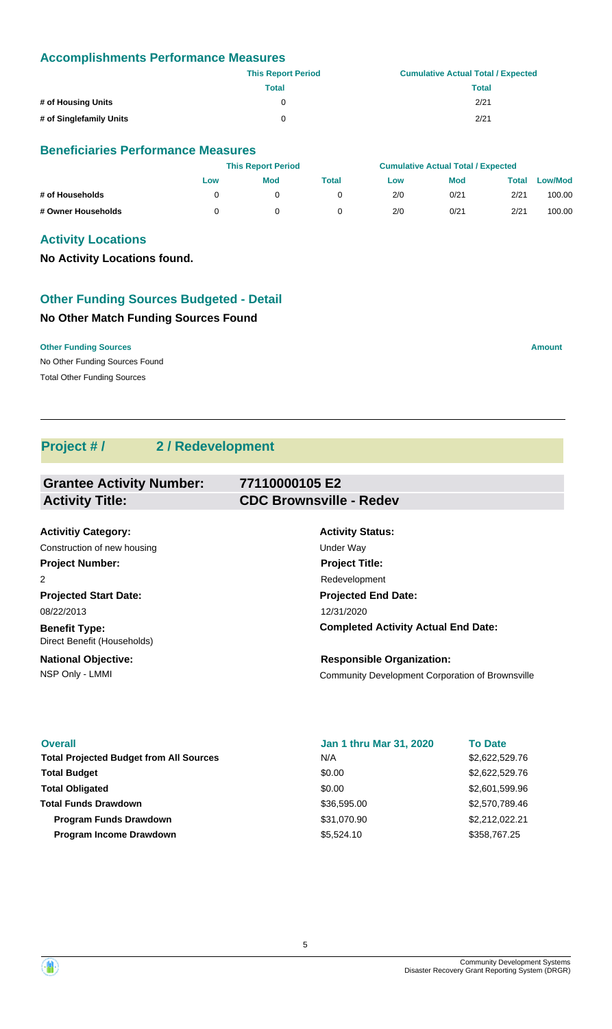### Accomplishments Performance Measures

| | This Report Period | Cumulative Actual Total / Expected |
|---|---|---|
| | Total | Total |
| # of Housing Units | 0 | 2/21 |
| # of Singlefamily Units | 0 | 2/21 |

### Beneficiaries Performance Measures

| | This Report Period | | | Cumulative Actual Total / Expected | | | |
|---|---|---|---|---|---|---|---|
| | Low | Mod | Total | Low | Mod | Total | Low/Mod |
| # of Households | 0 | 0 | 0 | 2/0 | 0/21 | 2/21 | 100.00 |
| # Owner Households | 0 | 0 | 0 | 2/0 | 0/21 | 2/21 | 100.00 |

### Activity Locations

**No Activity Locations found.**

### Other Funding Sources Budgeted - Detail

**No Other Match Funding Sources Found**

| Other Funding Sources | Amount |
|---|---|
| No Other Funding Sources Found | |
| Total Other Funding Sources | |

## Project # / 2 / Redevelopment

| | |
|---|---|
| **Grantee Activity Number:** | **77110000105 E2** |
| **Activity Title:** | **CDC Brownsville - Redev** |

**Activitiy Category:**
Construction of new housing

**Activity Status:**
Under Way

**Project Number:**
2

**Project Title:**
Redevelopment

**Projected Start Date:**
08/22/2013

**Projected End Date:**
12/31/2020

**Benefit Type:**
Direct Benefit (Households)

**Completed Activity Actual End Date:**

**National Objective:**
NSP Only - LMMI

**Responsible Organization:**
Community Development Corporation of Brownsville

| Overall | Jan 1 thru Mar 31, 2020 | To Date |
|---|---|---|
| Total Projected Budget from All Sources | N/A | $2,622,529.76 |
| Total Budget | $0.00 | $2,622,529.76 |
| Total Obligated | $0.00 | $2,601,599.96 |
| Total Funds Drawdown | $36,595.00 | $2,570,789.46 |
| Program Funds Drawdown | $31,070.90 | $2,212,022.21 |
| Program Income Drawdown | $5,524.10 | $358,767.25 |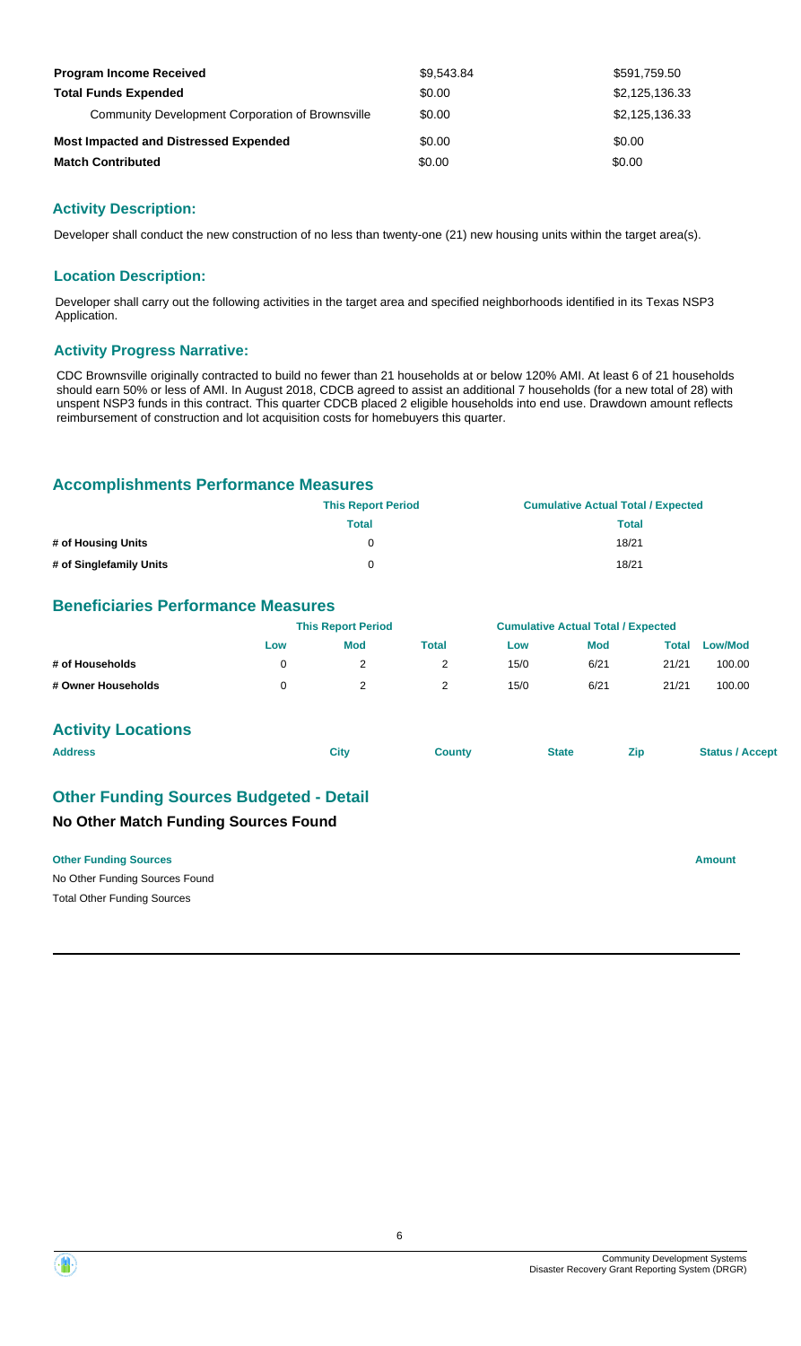| | | |
|---|---|---|
| **Program Income Received** | $9,543.84 | $591,759.50 |
| **Total Funds Expended** | $0.00 | $2,125,136.33 |
| Community Development Corporation of Brownsville | $0.00 | $2,125,136.33 |
| **Most Impacted and Distressed Expended** | $0.00 | $0.00 |
| **Match Contributed** | $0.00 | $0.00 |

## Activity Description:

Developer shall conduct the new construction of no less than twenty-one (21) new housing units within the target area(s).

## Location Description:

Developer shall carry out the following activities in the target area and specified neighborhoods identified in its Texas NSP3 Application.

## Activity Progress Narrative:

CDC Brownsville originally contracted to build no fewer than 21 households at or below 120% AMI. At least 6 of 21 households should earn 50% or less of AMI. In August 2018, CDCB agreed to assist an additional 7 households (for a new total of 28) with unspent NSP3 funds in this contract. This quarter CDCB placed 2 eligible households into end use. Drawdown amount reflects reimbursement of construction and lot acquisition costs for homebuyers this quarter.

## Accomplishments Performance Measures

| | This Report Period | Cumulative Actual Total / Expected |
|---|---|---|
| | Total | Total |
| # of Housing Units | 0 | 18/21 |
| # of Singlefamily Units | 0 | 18/21 |

## Beneficiaries Performance Measures

| | This Report Period | | | Cumulative Actual Total / Expected | | | |
|---|---|---|---|---|---|---|---|
| | Low | Mod | Total | Low | Mod | Total | Low/Mod |
| # of Households | 0 | 2 | 2 | 15/0 | 6/21 | 21/21 | 100.00 |
| # Owner Households | 0 | 2 | 2 | 15/0 | 6/21 | 21/21 | 100.00 |

## Activity Locations

| Address | City | County | State | Zip | Status / Accept |
|---|---|---|---|---|---|

## Other Funding Sources Budgeted - Detail

### No Other Match Funding Sources Found

| Other Funding Sources | Amount |
|---|---|
| No Other Funding Sources Found | |
| Total Other Funding Sources | |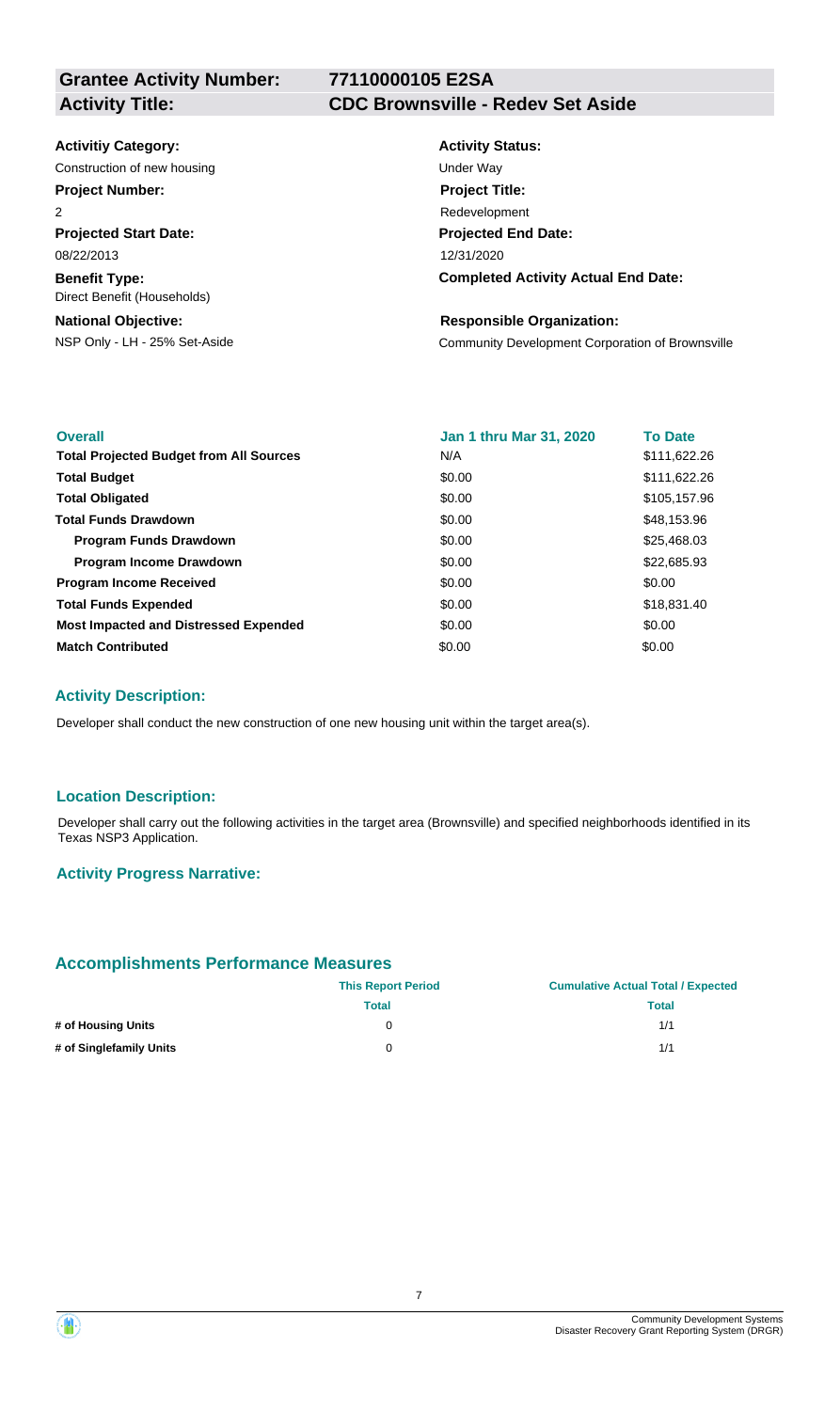## Grantee Activity Number: 77110000105 E2SA
## Activity Title: CDC Brownsville - Redev Set Aside

**Activitiy Category:**
Construction of new housing

**Activity Status:**
Under Way

**Project Number:**
2

**Project Title:**
Redevelopment

**Projected Start Date:**
08/22/2013

**Projected End Date:**
12/31/2020

**Benefit Type:**
Direct Benefit (Households)

**Completed Activity Actual End Date:**

**National Objective:**
NSP Only - LH - 25% Set-Aside

**Responsible Organization:**
Community Development Corporation of Brownsville

| Overall | Jan 1 thru Mar 31, 2020 | To Date |
|---|---|---|
| **Total Projected Budget from All Sources** | N/A | $111,622.26 |
| **Total Budget** | $0.00 | $111,622.26 |
| **Total Obligated** | $0.00 | $105,157.96 |
| **Total Funds Drawdown** | $0.00 | $48,153.96 |
| **Program Funds Drawdown** | $0.00 | $25,468.03 |
| **Program Income Drawdown** | $0.00 | $22,685.93 |
| **Program Income Received** | $0.00 | $0.00 |
| **Total Funds Expended** | $0.00 | $18,831.40 |
| **Most Impacted and Distressed Expended** | $0.00 | $0.00 |
| **Match Contributed** | $0.00 | $0.00 |

### Activity Description:

Developer shall conduct the new construction of one new housing unit within the target area(s).

### Location Description:

Developer shall carry out the following activities in the target area (Brownsville) and specified neighborhoods identified in its Texas NSP3 Application.

### Activity Progress Narrative:

## Accomplishments Performance Measures

| | This Report Period | Cumulative Actual Total / Expected |
|---|---|---|
| | **Total** | **Total** |
| **# of Housing Units** | 0 | 1/1 |
| **# of Singlefamily Units** | 0 | 1/1 |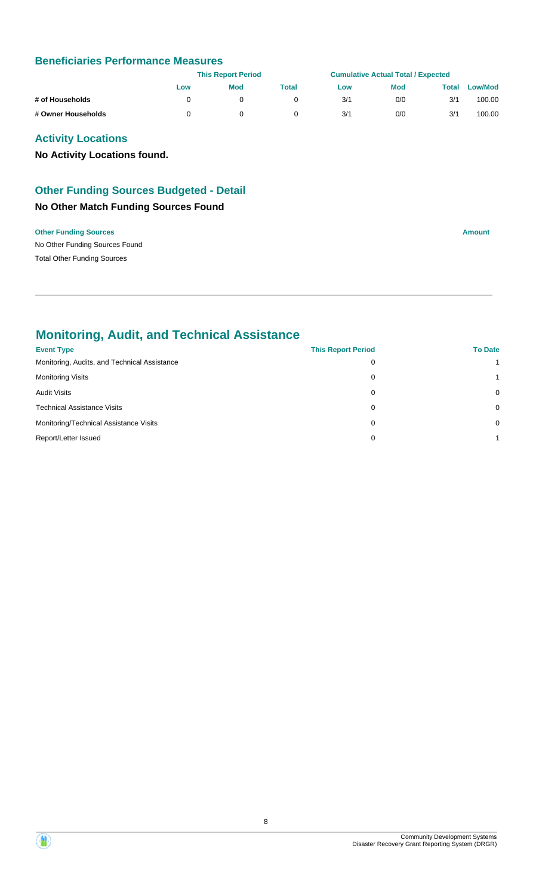## Beneficiaries Performance Measures

| | This Report Period | | | Cumulative Actual Total / Expected | | | |
|---|---|---|---|---|---|---|---|
| | Low | Mod | Total | Low | Mod | Total | Low/Mod |
| # of Households | 0 | 0 | 0 | 3/1 | 0/0 | 3/1 | 100.00 |
| # Owner Households | 0 | 0 | 0 | 3/1 | 0/0 | 3/1 | 100.00 |

## Activity Locations

**No Activity Locations found.**

## Other Funding Sources Budgeted - Detail

### No Other Match Funding Sources Found

| Other Funding Sources | Amount |
|---|---|
| No Other Funding Sources Found | |
| Total Other Funding Sources | |

# Monitoring, Audit, and Technical Assistance

| Event Type | This Report Period | To Date |
|---|---|---|
| Monitoring, Audits, and Technical Assistance | 0 | 1 |
| Monitoring Visits | 0 | 1 |
| Audit Visits | 0 | 0 |
| Technical Assistance Visits | 0 | 0 |
| Monitoring/Technical Assistance Visits | 0 | 0 |
| Report/Letter Issued | 0 | 1 |